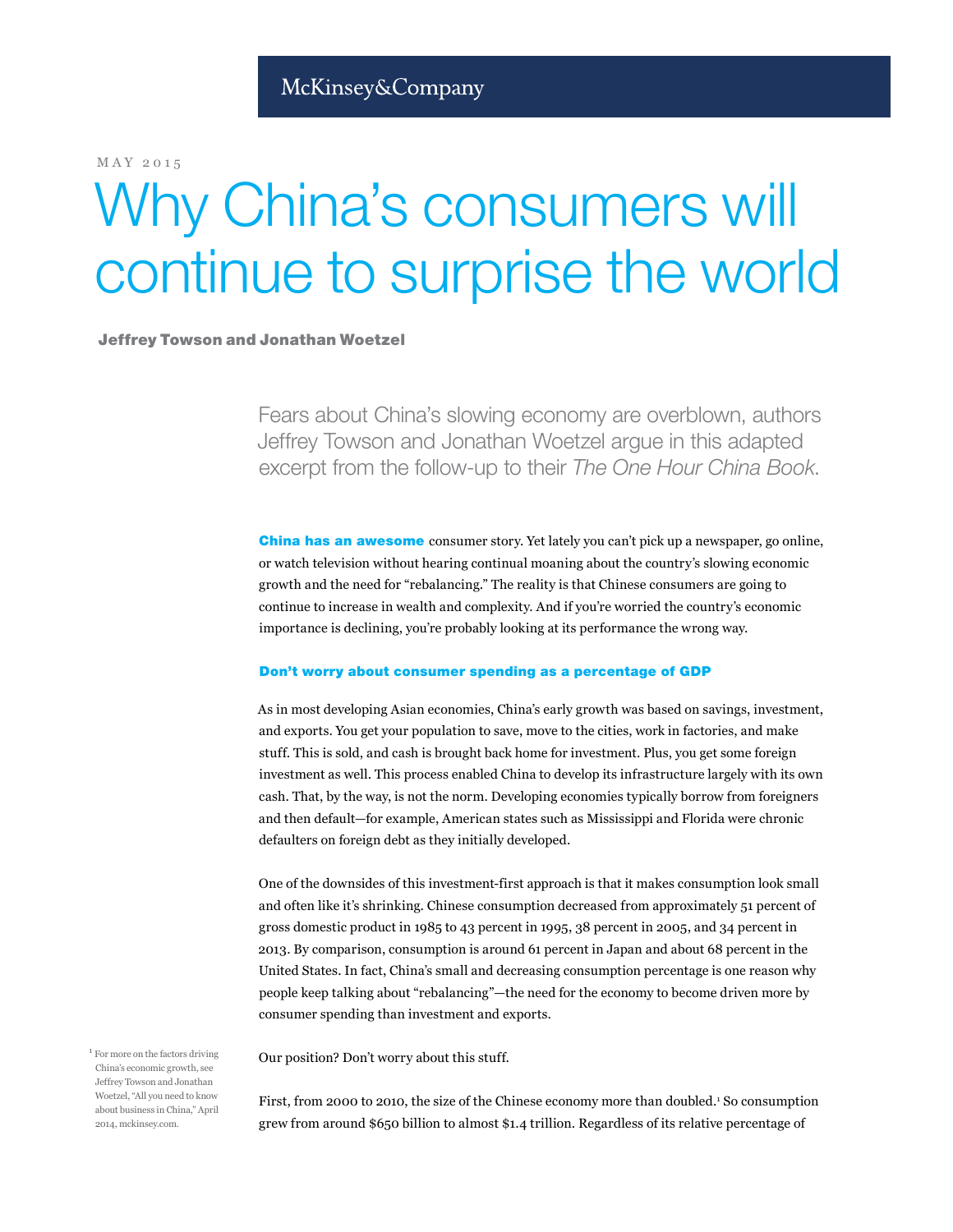McKinsey&Company

MAY 2015

# Why China's consumers will continue to surprise the world

**Jeffrey Towson and Jonathan Woetzel**

Fears about China's slowing economy are overblown, authors Jeffrey Towson and Jonathan Woetzel argue in this adapted excerpt from the follow-up to their *The One Hour China Book*.

**China has an awesome** consumer story. Yet lately you can't pick up a newspaper, go online, or watch television without hearing continual moaning about the country's slowing economic growth and the need for "rebalancing." The reality is that Chinese consumers are going to continue to increase in wealth and complexity. And if you're worried the country's economic importance is declining, you're probably looking at its performance the wrong way.

## Don't worry about consumer spending as a percentage of GDP

As in most developing Asian economies, China's early growth was based on savings, investment, and exports. You get your population to save, move to the cities, work in factories, and make stuff. This is sold, and cash is brought back home for investment. Plus, you get some foreign investment as well. This process enabled China to develop its infrastructure largely with its own cash. That, by the way, is not the norm. Developing economies typically borrow from foreigners and then default—for example, American states such as Mississippi and Florida were chronic defaulters on foreign debt as they initially developed.

One of the downsides of this investment-first approach is that it makes consumption look small and often like it's shrinking. Chinese consumption decreased from approximately 51 percent of gross domestic product in 1985 to 43 percent in 1995, 38 percent in 2005, and 34 percent in 2013. By comparison, consumption is around 61 percent in Japan and about 68 percent in the United States. In fact, China's small and decreasing consumption percentage is one reason why people keep talking about "rebalancing"—the need for the economy to become driven more by consumer spending than investment and exports.

Our position? Don't worry about this stuff.

First, from 2000 to 2010, the size of the Chinese economy more than doubled.[1] So consumption grew from around $650 billion to almost $1.4 trillion. Regardless of its relative percentage of

[1] For more on the factors driving China's economic growth, see Jeffrey Towson and Jonathan Woetzel, "All you need to know about business in China," April 2014, mckinsey.com.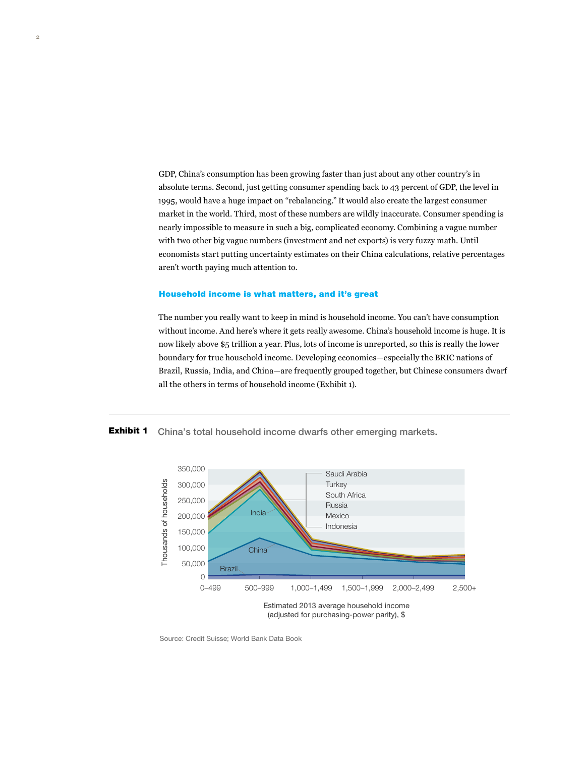GDP, China's consumption has been growing faster than just about any other country's in absolute terms. Second, just getting consumer spending back to 43 percent of GDP, the level in 1995, would have a huge impact on "rebalancing." It would also create the largest consumer market in the world. Third, most of these numbers are wildly inaccurate. Consumer spending is nearly impossible to measure in such a big, complicated economy. Combining a vague number with two other big vague numbers (investment and net exports) is very fuzzy math. Until economists start putting uncertainty estimates on their China calculations, relative percentages aren't worth paying much attention to.

### Household income is what matters, and it's great

The number you really want to keep in mind is household income. You can't have consumption without income. And here's where it gets really awesome. China's household income is huge. It is now likely above $5 trillion a year. Plus, lots of income is unreported, so this is really the lower boundary for true household income. Developing economies—especially the BRIC nations of Brazil, Russia, India, and China—are frequently grouped together, but Chinese consumers dwarf all the others in terms of household income (Exhibit 1).

**Exhibit 1** China's total household income dwarfs other emerging markets.

Source: Credit Suisse; World Bank Data Book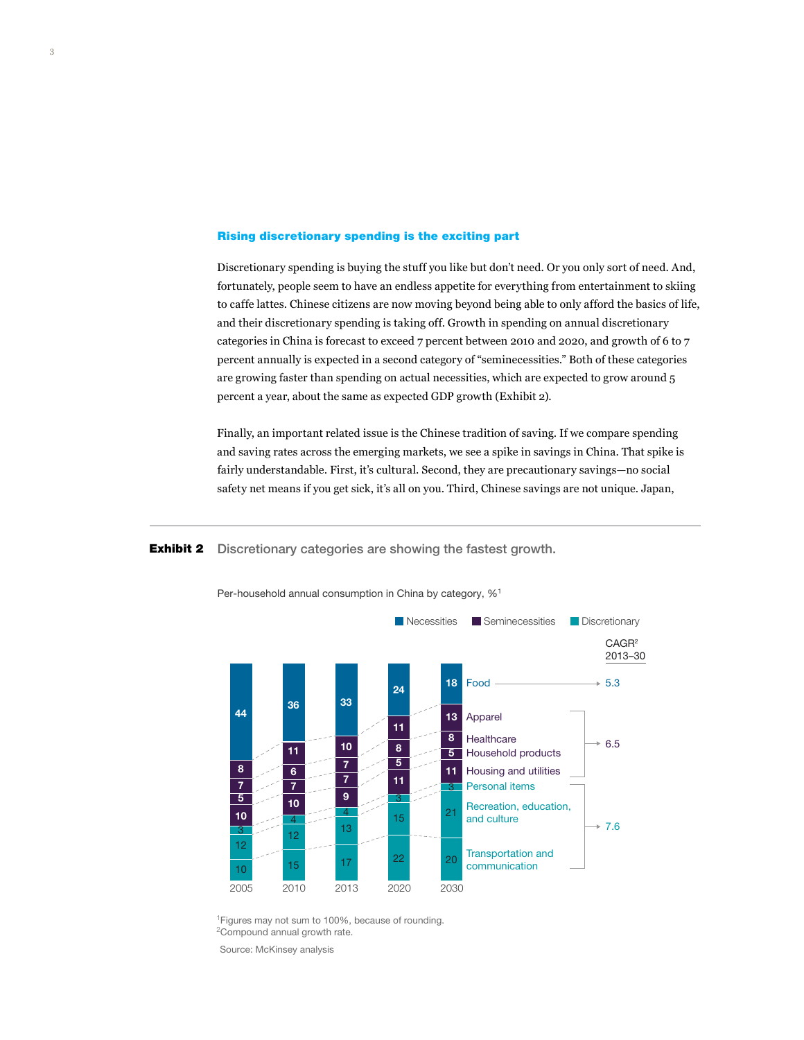### Rising discretionary spending is the exciting part

Discretionary spending is buying the stuff you like but don't need. Or you only sort of need. And, fortunately, people seem to have an endless appetite for everything from entertainment to skiing to caffe lattes. Chinese citizens are now moving beyond being able to only afford the basics of life, and their discretionary spending is taking off. Growth in spending on annual discretionary categories in China is forecast to exceed 7 percent between 2010 and 2020, and growth of 6 to 7 percent annually is expected in a second category of "seminecessities." Both of these categories are growing faster than spending on actual necessities, which are expected to grow around 5 percent a year, about the same as expected GDP growth (Exhibit 2).

Finally, an important related issue is the Chinese tradition of saving. If we compare spending and saving rates across the emerging markets, we see a spike in savings in China. That spike is fairly understandable. First, it's cultural. Second, they are precautionary savings—no social safety net means if you get sick, it's all on you. Third, Chinese savings are not unique. Japan,

**Exhibit 2** Discretionary categories are showing the fastest growth.

Per-household annual consumption in China by category, %[1]

| Category | Type | 2005 | 2010 | 2013 | 2020 | 2030 | CAGR[2] 2013–30 |
|---|---|---|---|---|---|---|---|
| Food | Necessities | 44 | 36 | 33 | 24 | 18 | 5.3 |
| Apparel | Seminecessities | 8 | 11 | 10 | 11 | 13 | 6.5 |
| Healthcare | Seminecessities | 7 | 6 | 7 | 8 | 8 | |
| Household products | Seminecessities | 5 | 7 | 7 | 5 | 5 | |
| Housing and utilities | Seminecessities | 10 | 10 | 9 | 11 | 11 | |
| Personal items | Discretionary | 3 | 4 | 4 | 3 | 3 | 7.6 |
| Recreation, education, and culture | Discretionary | 12 | 12 | 13 | 15 | 21 | |
| Transportation and communication | Discretionary | 10 | 15 | 17 | 22 | 20 | |

[1]Figures may not sum to 100%, because of rounding.
[2]Compound annual growth rate.

Source: McKinsey analysis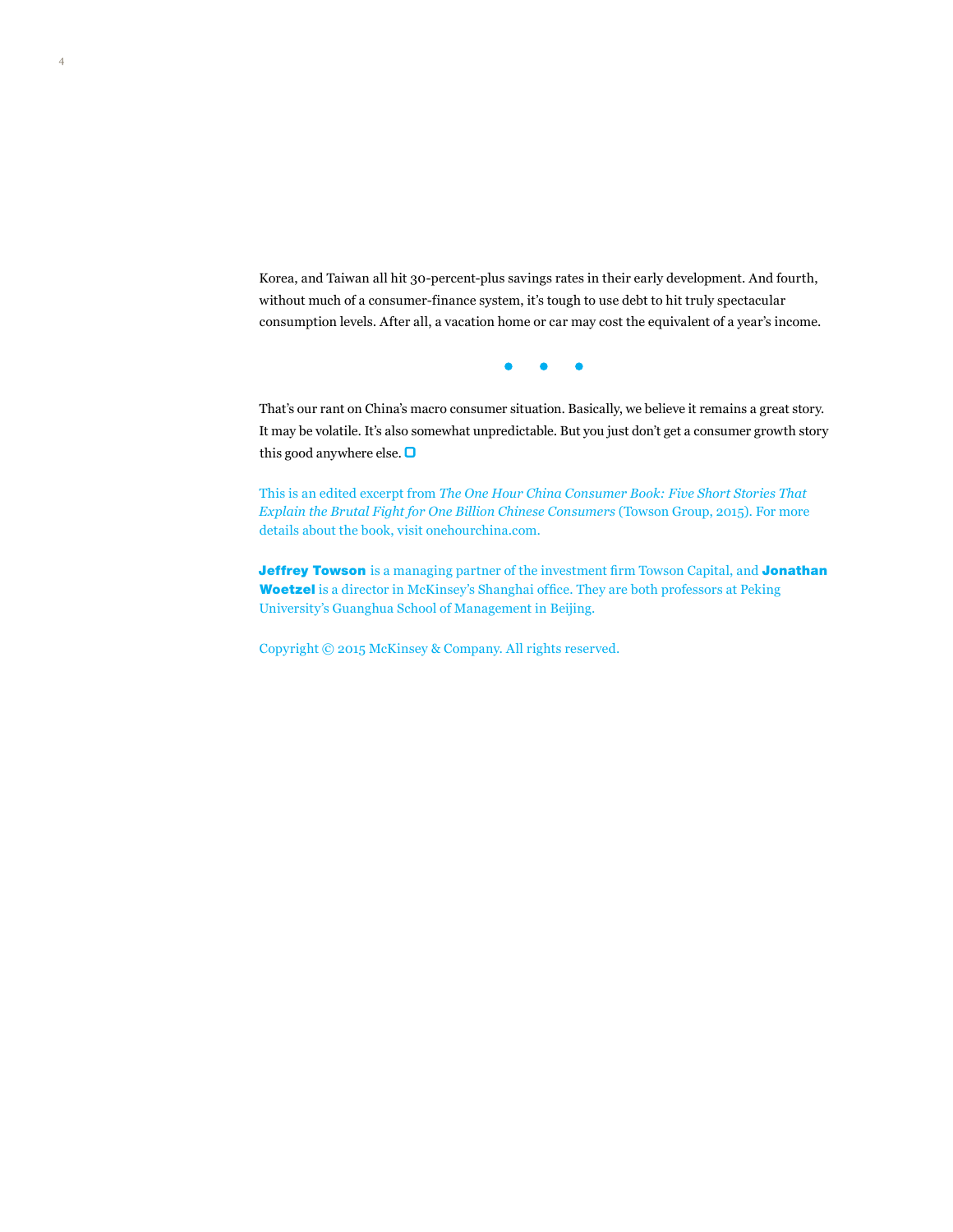Korea, and Taiwan all hit 30-percent-plus savings rates in their early development. And fourth, without much of a consumer-finance system, it's tough to use debt to hit truly spectacular consumption levels. After all, a vacation home or car may cost the equivalent of a year's income.

• • •

That's our rant on China's macro consumer situation. Basically, we believe it remains a great story. It may be volatile. It's also somewhat unpredictable. But you just don't get a consumer growth story this good anywhere else.

This is an edited excerpt from *The One Hour China Consumer Book: Five Short Stories That Explain the Brutal Fight for One Billion Chinese Consumers* (Towson Group, 2015). For more details about the book, visit onehourchina.com.

**Jeffrey Towson** is a managing partner of the investment firm Towson Capital, and **Jonathan Woetzel** is a director in McKinsey's Shanghai office. They are both professors at Peking University's Guanghua School of Management in Beijing.

Copyright © 2015 McKinsey & Company. All rights reserved.